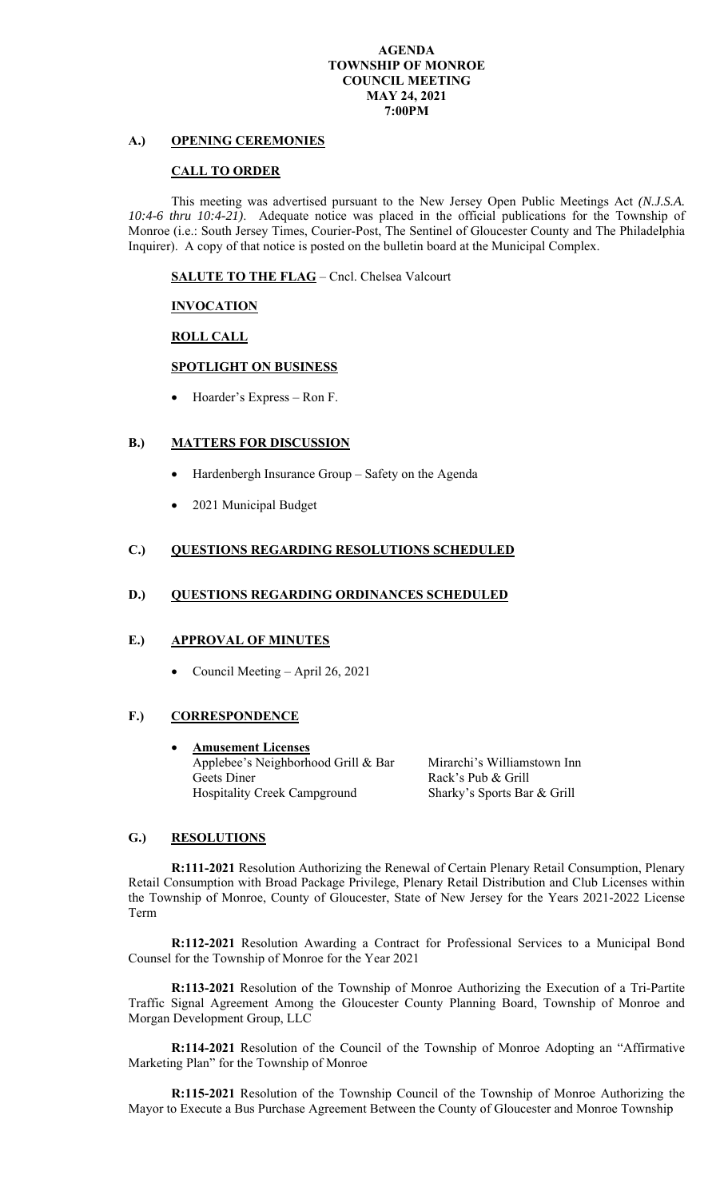# AGENDA
# TOWNSHIP OF MONROE
# COUNCIL MEETING
# MAY 24, 2021
# 7:00PM

## A.) OPENING CEREMONIES

### CALL TO ORDER

This meeting was advertised pursuant to the New Jersey Open Public Meetings Act *(N.J.S.A. 10:4-6 thru 10:4-21)*. Adequate notice was placed in the official publications for the Township of Monroe (i.e.: South Jersey Times, Courier-Post, The Sentinel of Gloucester County and The Philadelphia Inquirer). A copy of that notice is posted on the bulletin board at the Municipal Complex.

**SALUTE TO THE FLAG** – Cncl. Chelsea Valcourt

### INVOCATION

### ROLL CALL

### SPOTLIGHT ON BUSINESS

- Hoarder's Express – Ron F.

## B.) MATTERS FOR DISCUSSION

- Hardenbergh Insurance Group – Safety on the Agenda
- 2021 Municipal Budget

## C.) QUESTIONS REGARDING RESOLUTIONS SCHEDULED

## D.) QUESTIONS REGARDING ORDINANCES SCHEDULED

## E.) APPROVAL OF MINUTES

- Council Meeting – April 26, 2021

## F.) CORRESPONDENCE

- **Amusement Licenses**
  - Applebee's Neighborhood Grill & Bar
  - Geets Diner
  - Hospitality Creek Campground
  - Mirarchi's Williamstown Inn
  - Rack's Pub & Grill
  - Sharky's Sports Bar & Grill

## G.) RESOLUTIONS

**R:111-2021** Resolution Authorizing the Renewal of Certain Plenary Retail Consumption, Plenary Retail Consumption with Broad Package Privilege, Plenary Retail Distribution and Club Licenses within the Township of Monroe, County of Gloucester, State of New Jersey for the Years 2021-2022 License Term

**R:112-2021** Resolution Awarding a Contract for Professional Services to a Municipal Bond Counsel for the Township of Monroe for the Year 2021

**R:113-2021** Resolution of the Township of Monroe Authorizing the Execution of a Tri-Partite Traffic Signal Agreement Among the Gloucester County Planning Board, Township of Monroe and Morgan Development Group, LLC

**R:114-2021** Resolution of the Council of the Township of Monroe Adopting an "Affirmative Marketing Plan" for the Township of Monroe

**R:115-2021** Resolution of the Township Council of the Township of Monroe Authorizing the Mayor to Execute a Bus Purchase Agreement Between the County of Gloucester and Monroe Township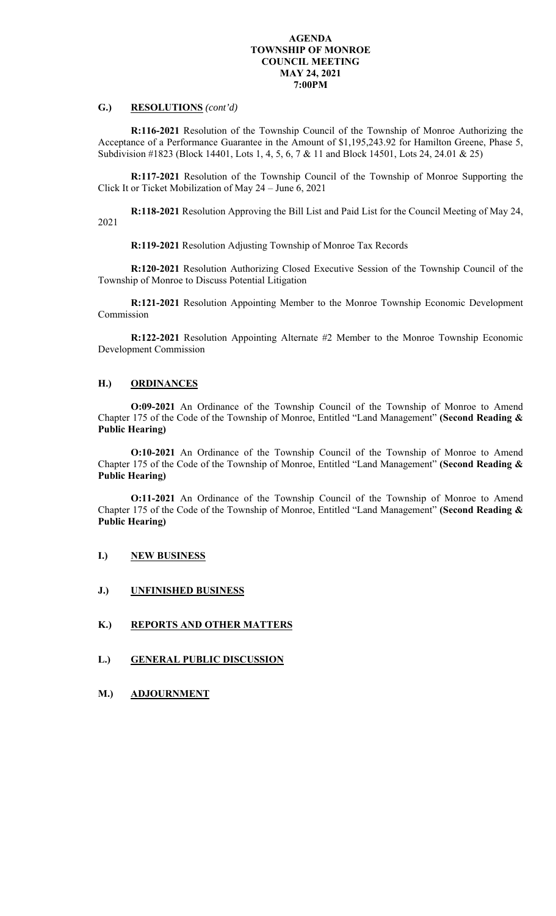**AGENDA**
**TOWNSHIP OF MONROE**
**COUNCIL MEETING**
**MAY 24, 2021**
**7:00PM**

## G.) RESOLUTIONS *(cont'd)*

**R:116-2021** Resolution of the Township Council of the Township of Monroe Authorizing the Acceptance of a Performance Guarantee in the Amount of $1,195,243.92 for Hamilton Greene, Phase 5, Subdivision #1823 (Block 14401, Lots 1, 4, 5, 6, 7 & 11 and Block 14501, Lots 24, 24.01 & 25)

**R:117-2021** Resolution of the Township Council of the Township of Monroe Supporting the Click It or Ticket Mobilization of May 24 – June 6, 2021

**R:118-2021** Resolution Approving the Bill List and Paid List for the Council Meeting of May 24, 2021

**R:119-2021** Resolution Adjusting Township of Monroe Tax Records

**R:120-2021** Resolution Authorizing Closed Executive Session of the Township Council of the Township of Monroe to Discuss Potential Litigation

**R:121-2021** Resolution Appointing Member to the Monroe Township Economic Development Commission

**R:122-2021** Resolution Appointing Alternate #2 Member to the Monroe Township Economic Development Commission

## H.) ORDINANCES

**O:09-2021** An Ordinance of the Township Council of the Township of Monroe to Amend Chapter 175 of the Code of the Township of Monroe, Entitled "Land Management" **(Second Reading & Public Hearing)**

**O:10-2021** An Ordinance of the Township Council of the Township of Monroe to Amend Chapter 175 of the Code of the Township of Monroe, Entitled "Land Management" **(Second Reading & Public Hearing)**

**O:11-2021** An Ordinance of the Township Council of the Township of Monroe to Amend Chapter 175 of the Code of the Township of Monroe, Entitled "Land Management" **(Second Reading & Public Hearing)**

## I.) NEW BUSINESS

## J.) UNFINISHED BUSINESS

## K.) REPORTS AND OTHER MATTERS

## L.) GENERAL PUBLIC DISCUSSION

## M.) ADJOURNMENT